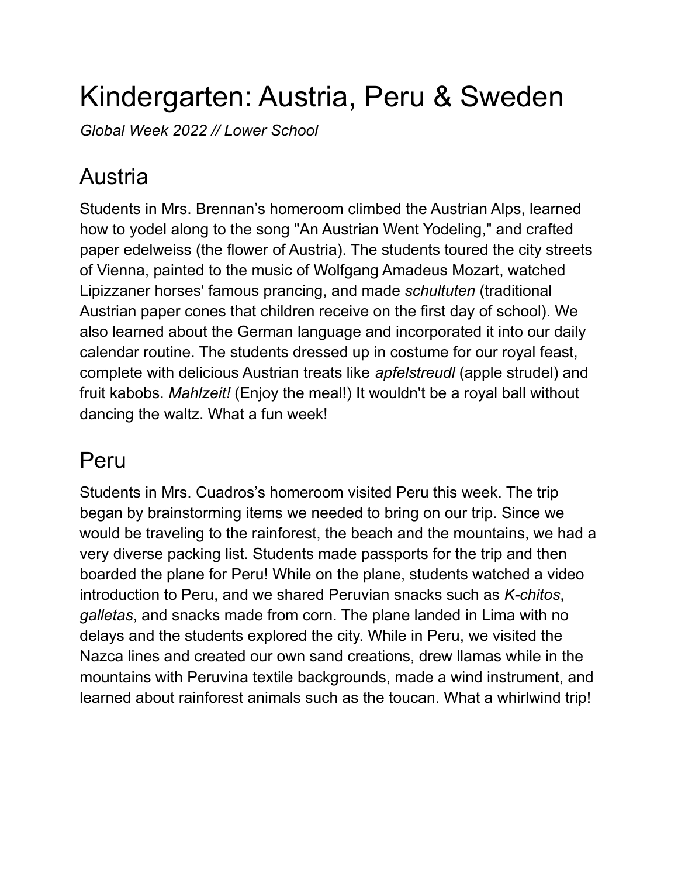# Kindergarten: Austria, Peru & Sweden

*Global Week 2022 // Lower School*

## Austria

Students in Mrs. Brennan's homeroom climbed the Austrian Alps, learned how to yodel along to the song "An Austrian Went Yodeling," and crafted paper edelweiss (the flower of Austria). The students toured the city streets of Vienna, painted to the music of Wolfgang Amadeus Mozart, watched Lipizzaner horses' famous prancing, and made *schultuten* (traditional Austrian paper cones that children receive on the first day of school). We also learned about the German language and incorporated it into our daily calendar routine. The students dressed up in costume for our royal feast, complete with delicious Austrian treats like *apfelstreudl* (apple strudel) and fruit kabobs. *Mahlzeit!* (Enjoy the meal!) It wouldn't be a royal ball without dancing the waltz. What a fun week!

## Peru

Students in Mrs. Cuadros's homeroom visited Peru this week. The trip began by brainstorming items we needed to bring on our trip. Since we would be traveling to the rainforest, the beach and the mountains, we had a very diverse packing list. Students made passports for the trip and then boarded the plane for Peru! While on the plane, students watched a video introduction to Peru, and we shared Peruvian snacks such as *K-chitos*, *galletas*, and snacks made from corn. The plane landed in Lima with no delays and the students explored the city. While in Peru, we visited the Nazca lines and created our own sand creations, drew llamas while in the mountains with Peruvina textile backgrounds, made a wind instrument, and learned about rainforest animals such as the toucan. What a whirlwind trip!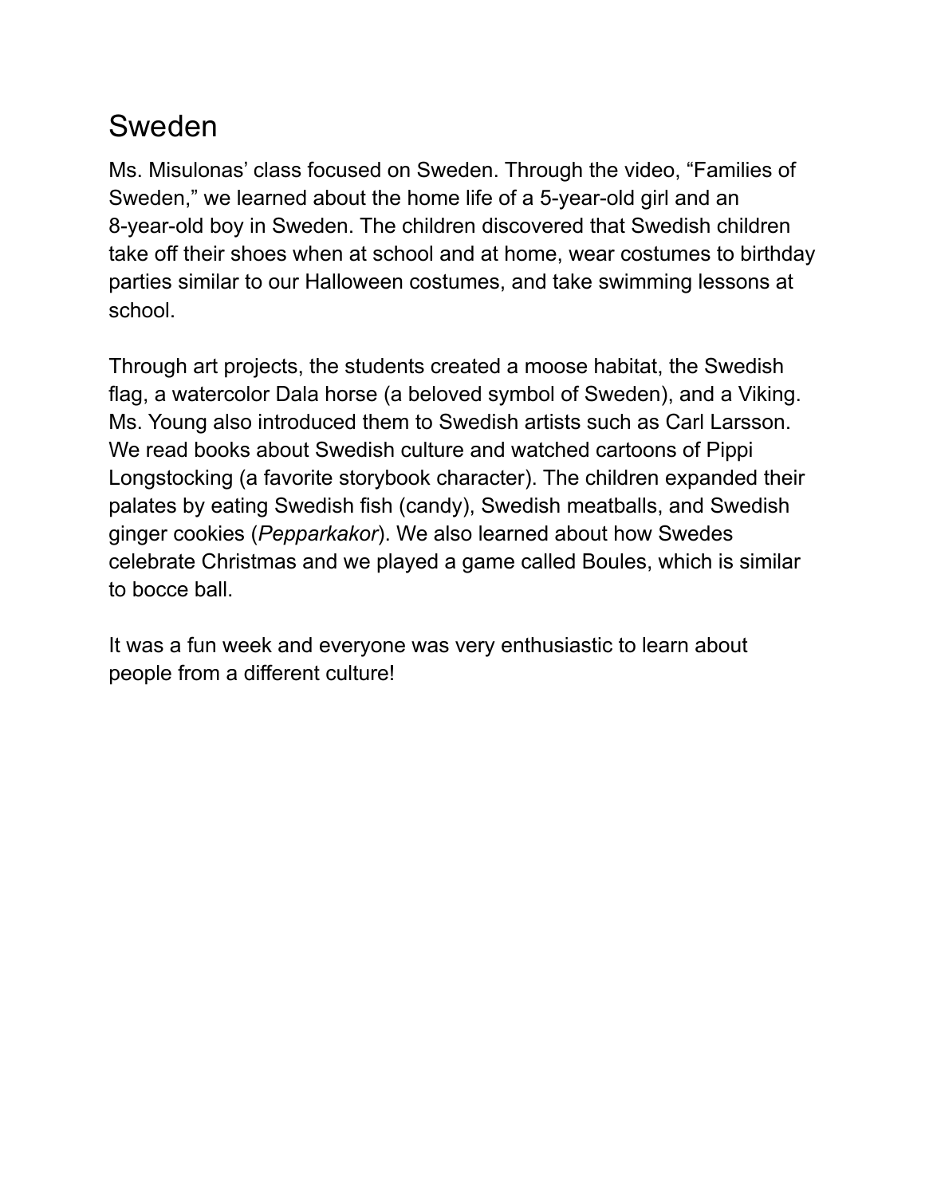## Sweden

Ms. Misulonas' class focused on Sweden. Through the video, "Families of Sweden," we learned about the home life of a 5-year-old girl and an 8-year-old boy in Sweden. The children discovered that Swedish children take off their shoes when at school and at home, wear costumes to birthday parties similar to our Halloween costumes, and take swimming lessons at school.

Through art projects, the students created a moose habitat, the Swedish flag, a watercolor Dala horse (a beloved symbol of Sweden), and a Viking. Ms. Young also introduced them to Swedish artists such as Carl Larsson. We read books about Swedish culture and watched cartoons of Pippi Longstocking (a favorite storybook character). The children expanded their palates by eating Swedish fish (candy), Swedish meatballs, and Swedish ginger cookies (*Pepparkakor*). We also learned about how Swedes celebrate Christmas and we played a game called Boules, which is similar to bocce ball.

It was a fun week and everyone was very enthusiastic to learn about people from a different culture!